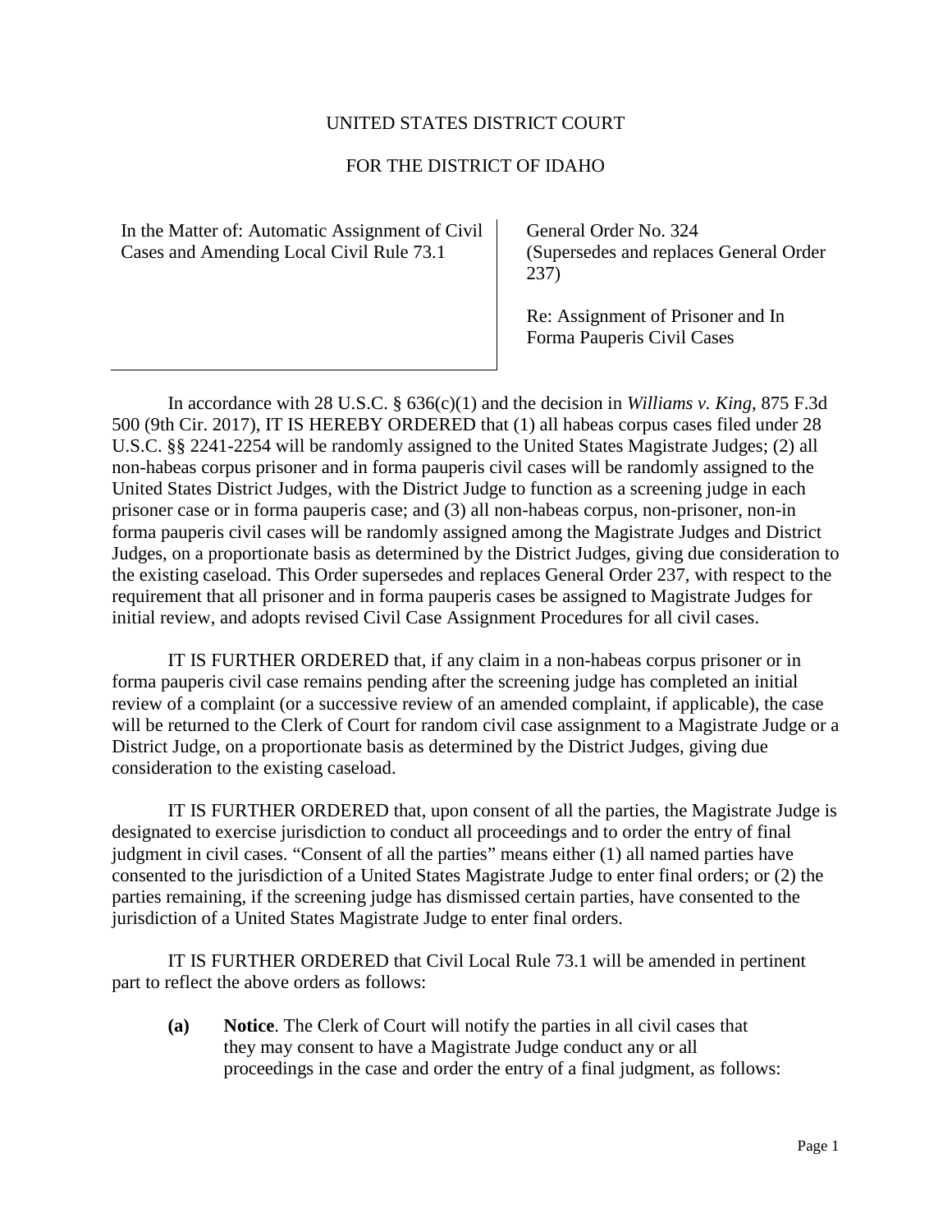UNITED STATES DISTRICT COURT

FOR THE DISTRICT OF IDAHO

| In the Matter of: Automatic Assignment of Civil Cases and Amending Local Civil Rule 73.1 | General Order No. 324 (Supersedes and replaces General Order 237)<br><br>Re: Assignment of Prisoner and In Forma Pauperis Civil Cases |
|---|---|

In accordance with 28 U.S.C. § 636(c)(1) and the decision in *Williams v. King*, 875 F.3d 500 (9th Cir. 2017), IT IS HEREBY ORDERED that (1) all habeas corpus cases filed under 28 U.S.C. §§ 2241-2254 will be randomly assigned to the United States Magistrate Judges; (2) all non-habeas corpus prisoner and in forma pauperis civil cases will be randomly assigned to the United States District Judges, with the District Judge to function as a screening judge in each prisoner case or in forma pauperis case; and (3) all non-habeas corpus, non-prisoner, non-in forma pauperis civil cases will be randomly assigned among the Magistrate Judges and District Judges, on a proportionate basis as determined by the District Judges, giving due consideration to the existing caseload. This Order supersedes and replaces General Order 237, with respect to the requirement that all prisoner and in forma pauperis cases be assigned to Magistrate Judges for initial review, and adopts revised Civil Case Assignment Procedures for all civil cases.

IT IS FURTHER ORDERED that, if any claim in a non-habeas corpus prisoner or in forma pauperis civil case remains pending after the screening judge has completed an initial review of a complaint (or a successive review of an amended complaint, if applicable), the case will be returned to the Clerk of Court for random civil case assignment to a Magistrate Judge or a District Judge, on a proportionate basis as determined by the District Judges, giving due consideration to the existing caseload.

IT IS FURTHER ORDERED that, upon consent of all the parties, the Magistrate Judge is designated to exercise jurisdiction to conduct all proceedings and to order the entry of final judgment in civil cases. "Consent of all the parties" means either (1) all named parties have consented to the jurisdiction of a United States Magistrate Judge to enter final orders; or (2) the parties remaining, if the screening judge has dismissed certain parties, have consented to the jurisdiction of a United States Magistrate Judge to enter final orders.

IT IS FURTHER ORDERED that Civil Local Rule 73.1 will be amended in pertinent part to reflect the above orders as follows:

**(a) Notice**. The Clerk of Court will notify the parties in all civil cases that they may consent to have a Magistrate Judge conduct any or all proceedings in the case and order the entry of a final judgment, as follows: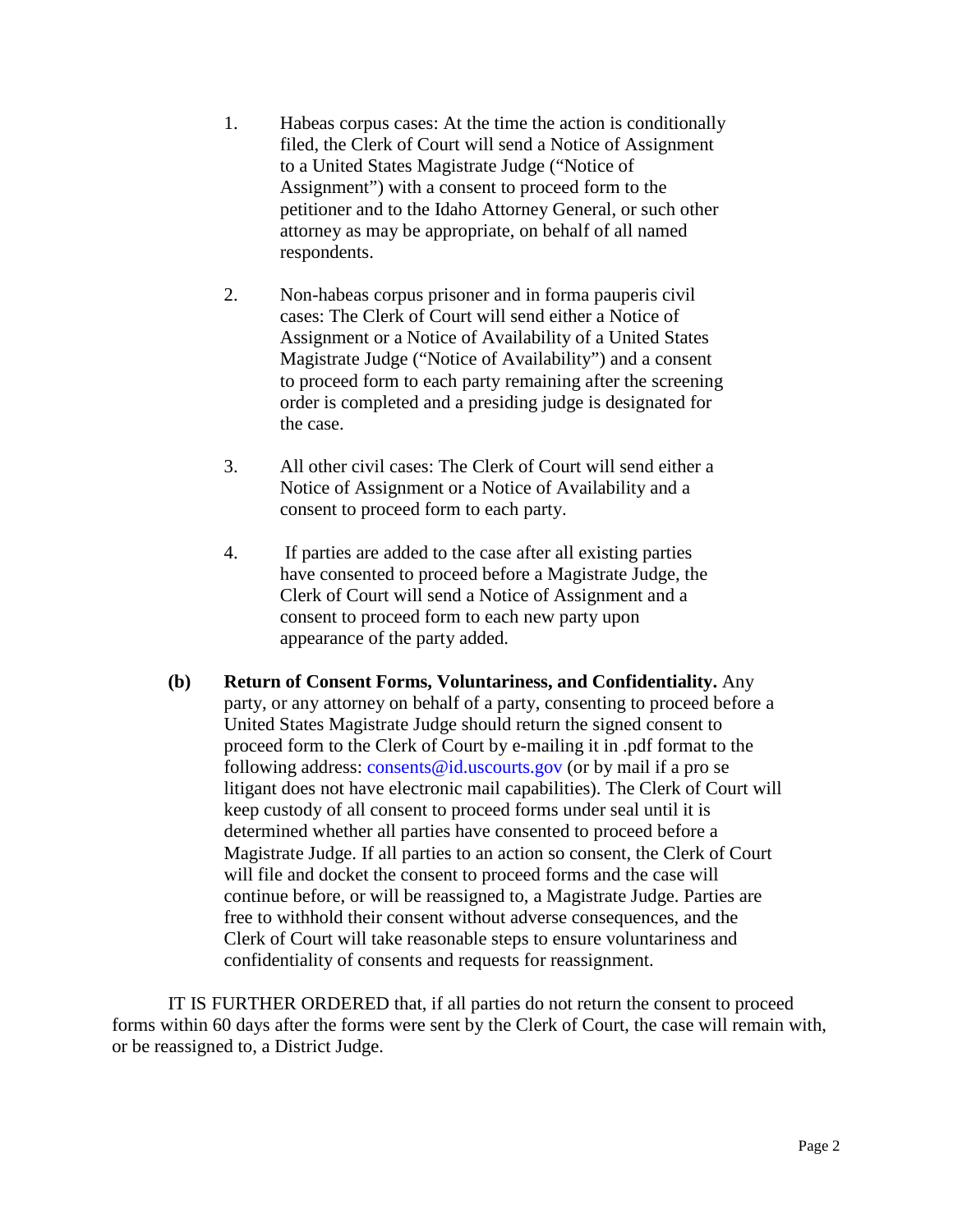1. Habeas corpus cases: At the time the action is conditionally filed, the Clerk of Court will send a Notice of Assignment to a United States Magistrate Judge ("Notice of Assignment") with a consent to proceed form to the petitioner and to the Idaho Attorney General, or such other attorney as may be appropriate, on behalf of all named respondents.

2. Non-habeas corpus prisoner and in forma pauperis civil cases: The Clerk of Court will send either a Notice of Assignment or a Notice of Availability of a United States Magistrate Judge ("Notice of Availability") and a consent to proceed form to each party remaining after the screening order is completed and a presiding judge is designated for the case.

3. All other civil cases: The Clerk of Court will send either a Notice of Assignment or a Notice of Availability and a consent to proceed form to each party.

4. If parties are added to the case after all existing parties have consented to proceed before a Magistrate Judge, the Clerk of Court will send a Notice of Assignment and a consent to proceed form to each new party upon appearance of the party added.

**(b) Return of Consent Forms, Voluntariness, and Confidentiality.** Any party, or any attorney on behalf of a party, consenting to proceed before a United States Magistrate Judge should return the signed consent to proceed form to the Clerk of Court by e-mailing it in .pdf format to the following address: consents@id.uscourts.gov (or by mail if a pro se litigant does not have electronic mail capabilities). The Clerk of Court will keep custody of all consent to proceed forms under seal until it is determined whether all parties have consented to proceed before a Magistrate Judge. If all parties to an action so consent, the Clerk of Court will file and docket the consent to proceed forms and the case will continue before, or will be reassigned to, a Magistrate Judge. Parties are free to withhold their consent without adverse consequences, and the Clerk of Court will take reasonable steps to ensure voluntariness and confidentiality of consents and requests for reassignment.

IT IS FURTHER ORDERED that, if all parties do not return the consent to proceed forms within 60 days after the forms were sent by the Clerk of Court, the case will remain with, or be reassigned to, a District Judge.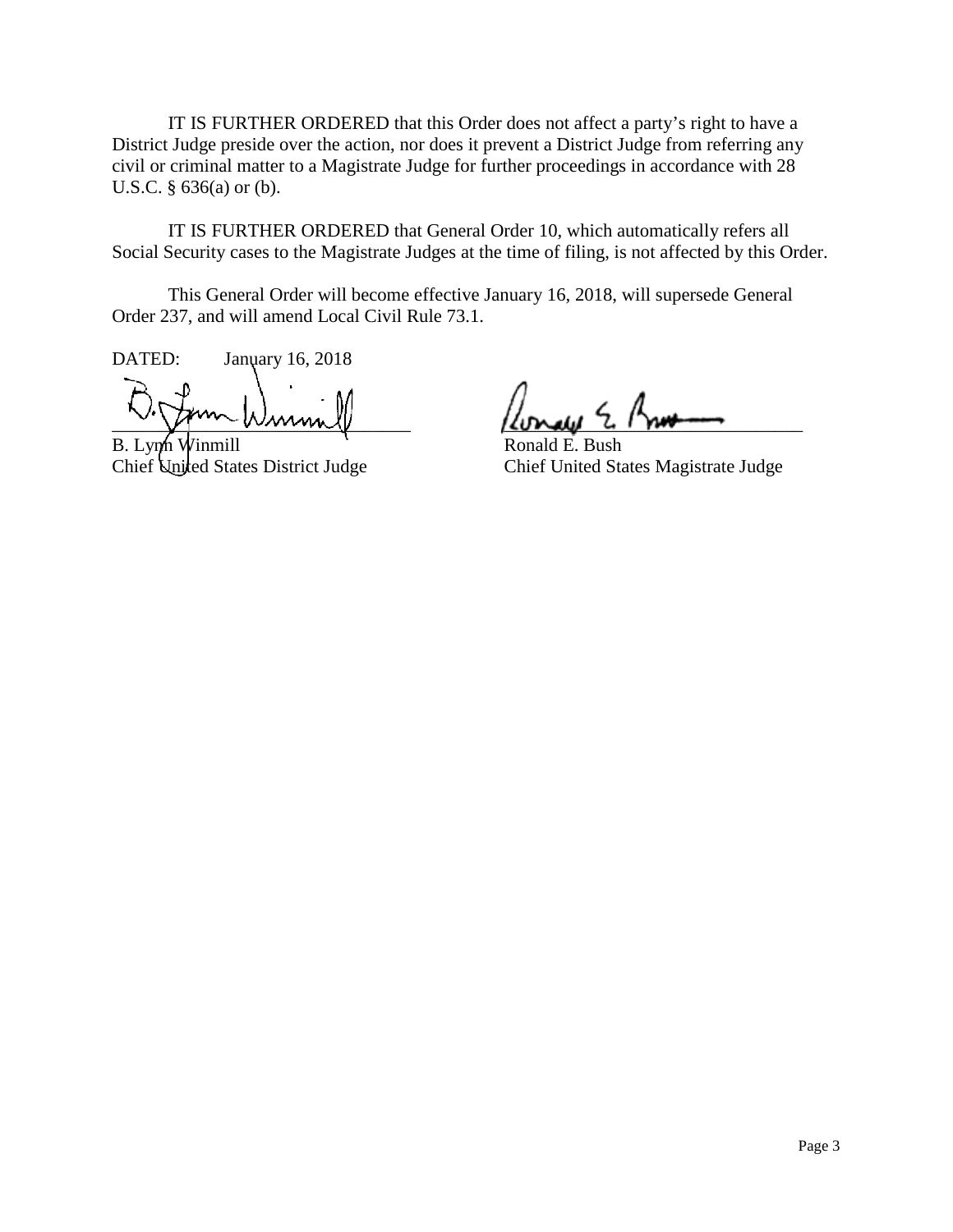IT IS FURTHER ORDERED that this Order does not affect a party's right to have a District Judge preside over the action, nor does it prevent a District Judge from referring any civil or criminal matter to a Magistrate Judge for further proceedings in accordance with 28 U.S.C. § 636(a) or (b).

IT IS FURTHER ORDERED that General Order 10, which automatically refers all Social Security cases to the Magistrate Judges at the time of filing, is not affected by this Order.

This General Order will become effective January 16, 2018, will supersede General Order 237, and will amend Local Civil Rule 73.1.

DATED: January 16, 2018

B. Lynn Winmill
Chief United States District Judge

Ronald E. Bush
Chief United States Magistrate Judge